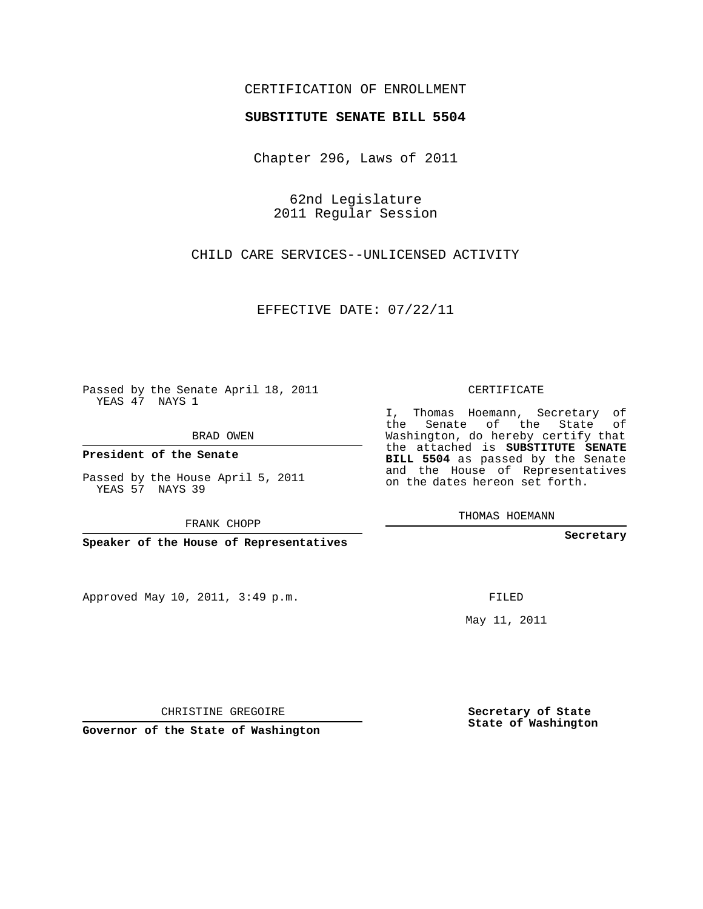CERTIFICATION OF ENROLLMENT

**SUBSTITUTE SENATE BILL 5504**

Chapter 296, Laws of 2011

62nd Legislature
2011 Regular Session

CHILD CARE SERVICES--UNLICENSED ACTIVITY

EFFECTIVE DATE: 07/22/11

Passed by the Senate April 18, 2011
YEAS 47 NAYS 1

BRAD OWEN

**President of the Senate**

Passed by the House April 5, 2011
YEAS 57 NAYS 39

FRANK CHOPP

**Speaker of the House of Representatives**

CERTIFICATE

I, Thomas Hoemann, Secretary of the Senate of the State of Washington, do hereby certify that the attached is **SUBSTITUTE SENATE BILL 5504** as passed by the Senate and the House of Representatives on the dates hereon set forth.

THOMAS HOEMANN

**Secretary**

Approved May 10, 2011, 3:49 p.m.

FILED

May 11, 2011

CHRISTINE GREGOIRE

**Governor of the State of Washington**

**Secretary of State**
**State of Washington**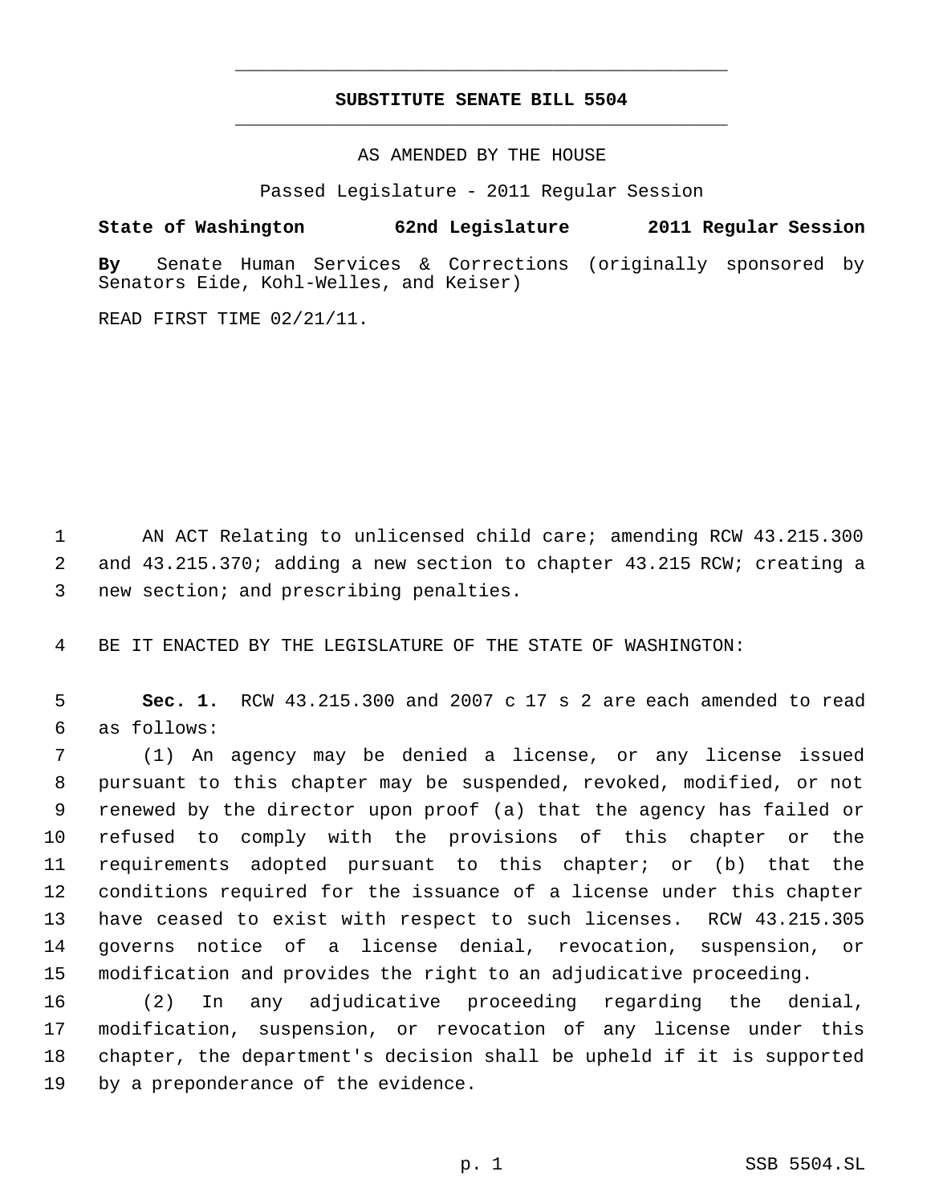**SUBSTITUTE SENATE BILL 5504**

AS AMENDED BY THE HOUSE

Passed Legislature - 2011 Regular Session

**State of Washington 62nd Legislature 2011 Regular Session**

**By** Senate Human Services & Corrections (originally sponsored by Senators Eide, Kohl-Welles, and Keiser)

READ FIRST TIME 02/21/11.

AN ACT Relating to unlicensed child care; amending RCW 43.215.300 and 43.215.370; adding a new section to chapter 43.215 RCW; creating a new section; and prescribing penalties.

BE IT ENACTED BY THE LEGISLATURE OF THE STATE OF WASHINGTON:

**Sec. 1.** RCW 43.215.300 and 2007 c 17 s 2 are each amended to read as follows:

(1) An agency may be denied a license, or any license issued pursuant to this chapter may be suspended, revoked, modified, or not renewed by the director upon proof (a) that the agency has failed or refused to comply with the provisions of this chapter or the requirements adopted pursuant to this chapter; or (b) that the conditions required for the issuance of a license under this chapter have ceased to exist with respect to such licenses. RCW 43.215.305 governs notice of a license denial, revocation, suspension, or modification and provides the right to an adjudicative proceeding.

(2) In any adjudicative proceeding regarding the denial, modification, suspension, or revocation of any license under this chapter, the department's decision shall be upheld if it is supported by a preponderance of the evidence.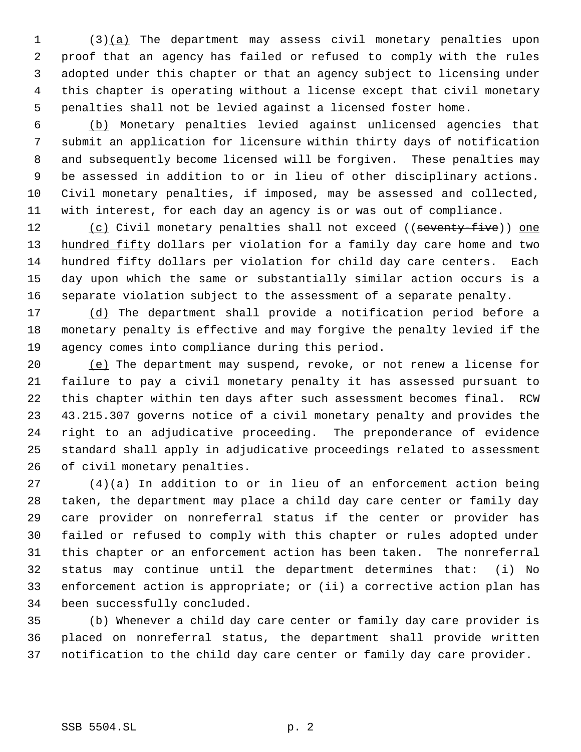(3)<u>(a)</u> The department may assess civil monetary penalties upon proof that an agency has failed or refused to comply with the rules adopted under this chapter or that an agency subject to licensing under this chapter is operating without a license except that civil monetary penalties shall not be levied against a licensed foster home.

<u>(b)</u> Monetary penalties levied against unlicensed agencies that submit an application for licensure within thirty days of notification and subsequently become licensed will be forgiven. These penalties may be assessed in addition to or in lieu of other disciplinary actions. Civil monetary penalties, if imposed, may be assessed and collected, with interest, for each day an agency is or was out of compliance.

<u>(c)</u> Civil monetary penalties shall not exceed ((~~seventy-five~~)) <u>one hundred fifty</u> dollars per violation for a family day care home and two hundred fifty dollars per violation for child day care centers. Each day upon which the same or substantially similar action occurs is a separate violation subject to the assessment of a separate penalty.

<u>(d)</u> The department shall provide a notification period before a monetary penalty is effective and may forgive the penalty levied if the agency comes into compliance during this period.

<u>(e)</u> The department may suspend, revoke, or not renew a license for failure to pay a civil monetary penalty it has assessed pursuant to this chapter within ten days after such assessment becomes final. RCW 43.215.307 governs notice of a civil monetary penalty and provides the right to an adjudicative proceeding. The preponderance of evidence standard shall apply in adjudicative proceedings related to assessment of civil monetary penalties.

(4)(a) In addition to or in lieu of an enforcement action being taken, the department may place a child day care center or family day care provider on nonreferral status if the center or provider has failed or refused to comply with this chapter or rules adopted under this chapter or an enforcement action has been taken. The nonreferral status may continue until the department determines that: (i) No enforcement action is appropriate; or (ii) a corrective action plan has been successfully concluded.

(b) Whenever a child day care center or family day care provider is placed on nonreferral status, the department shall provide written notification to the child day care center or family day care provider.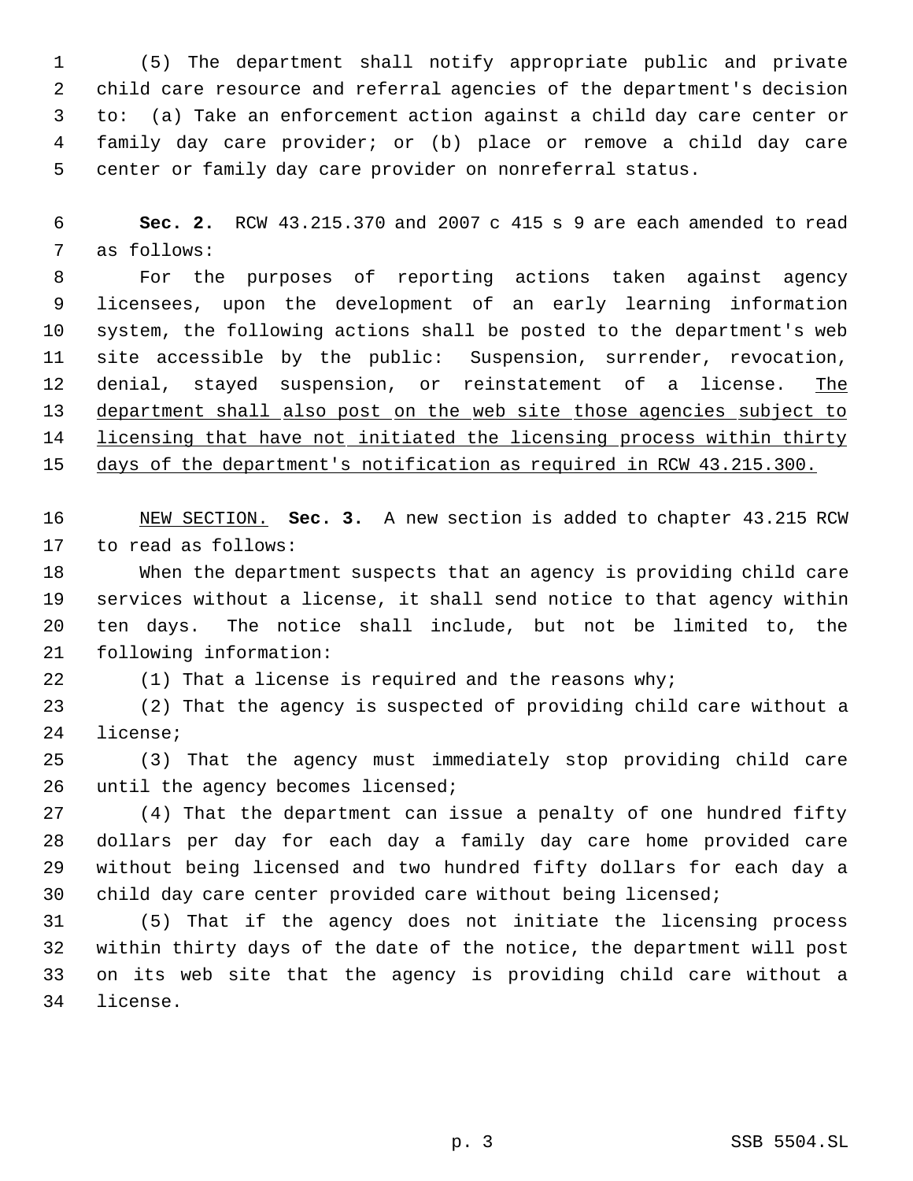(5) The department shall notify appropriate public and private child care resource and referral agencies of the department's decision to: (a) Take an enforcement action against a child day care center or family day care provider; or (b) place or remove a child day care center or family day care provider on nonreferral status.

**Sec. 2.** RCW 43.215.370 and 2007 c 415 s 9 are each amended to read as follows:

For the purposes of reporting actions taken against agency licensees, upon the development of an early learning information system, the following actions shall be posted to the department's web site accessible by the public: Suspension, surrender, revocation, denial, stayed suspension, or reinstatement of a license. <u>The department shall also post on the web site those agencies subject to licensing that have not initiated the licensing process within thirty days of the department's notification as required in RCW 43.215.300.</u>

<u>NEW SECTION.</u> **Sec. 3.** A new section is added to chapter 43.215 RCW to read as follows:

When the department suspects that an agency is providing child care services without a license, it shall send notice to that agency within ten days. The notice shall include, but not be limited to, the following information:

(1) That a license is required and the reasons why;

(2) That the agency is suspected of providing child care without a license;

(3) That the agency must immediately stop providing child care until the agency becomes licensed;

(4) That the department can issue a penalty of one hundred fifty dollars per day for each day a family day care home provided care without being licensed and two hundred fifty dollars for each day a child day care center provided care without being licensed;

(5) That if the agency does not initiate the licensing process within thirty days of the date of the notice, the department will post on its web site that the agency is providing child care without a license.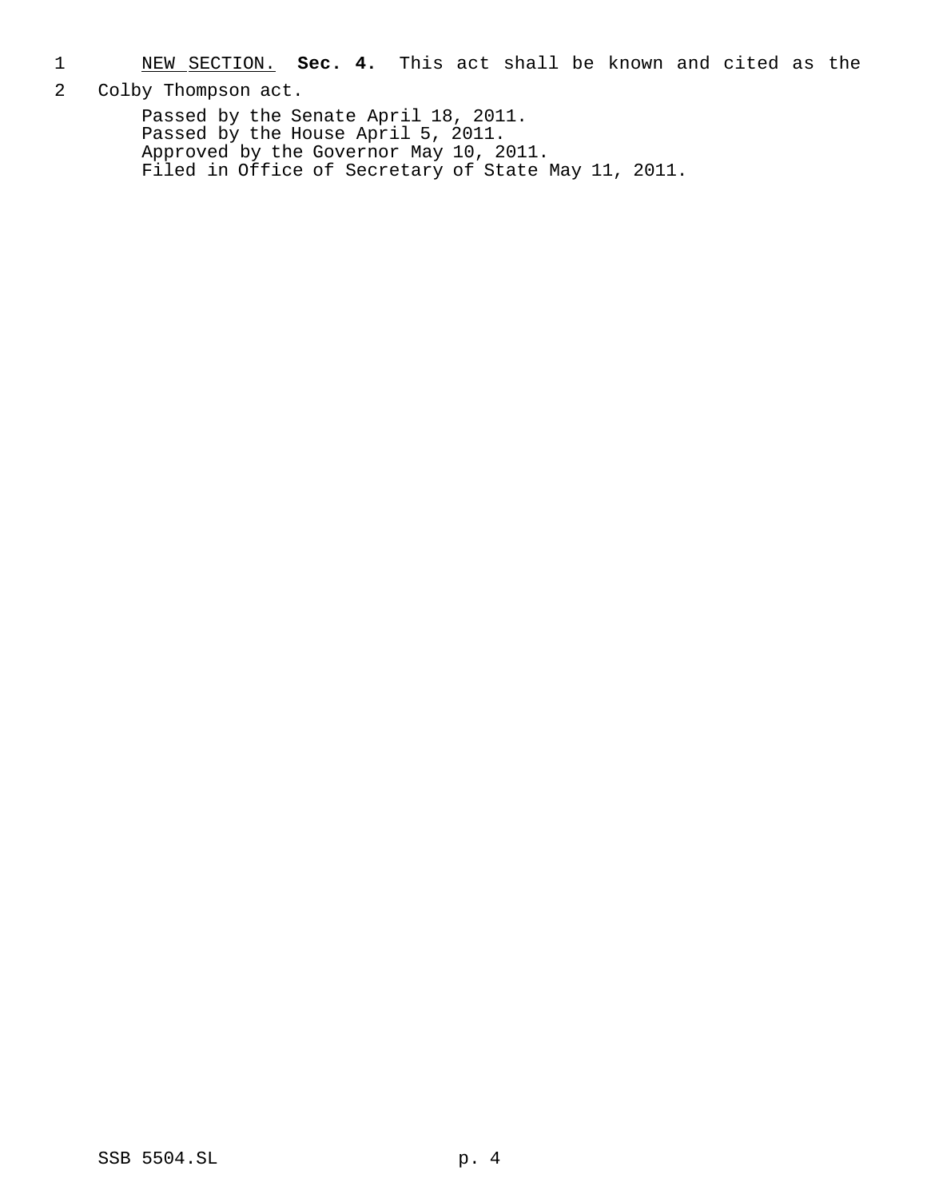<u>NEW SECTION.</u> **Sec. 4.** This act shall be known and cited as the Colby Thompson act.

Passed by the Senate April 18, 2011.
Passed by the House April 5, 2011.
Approved by the Governor May 10, 2011.
Filed in Office of Secretary of State May 11, 2011.